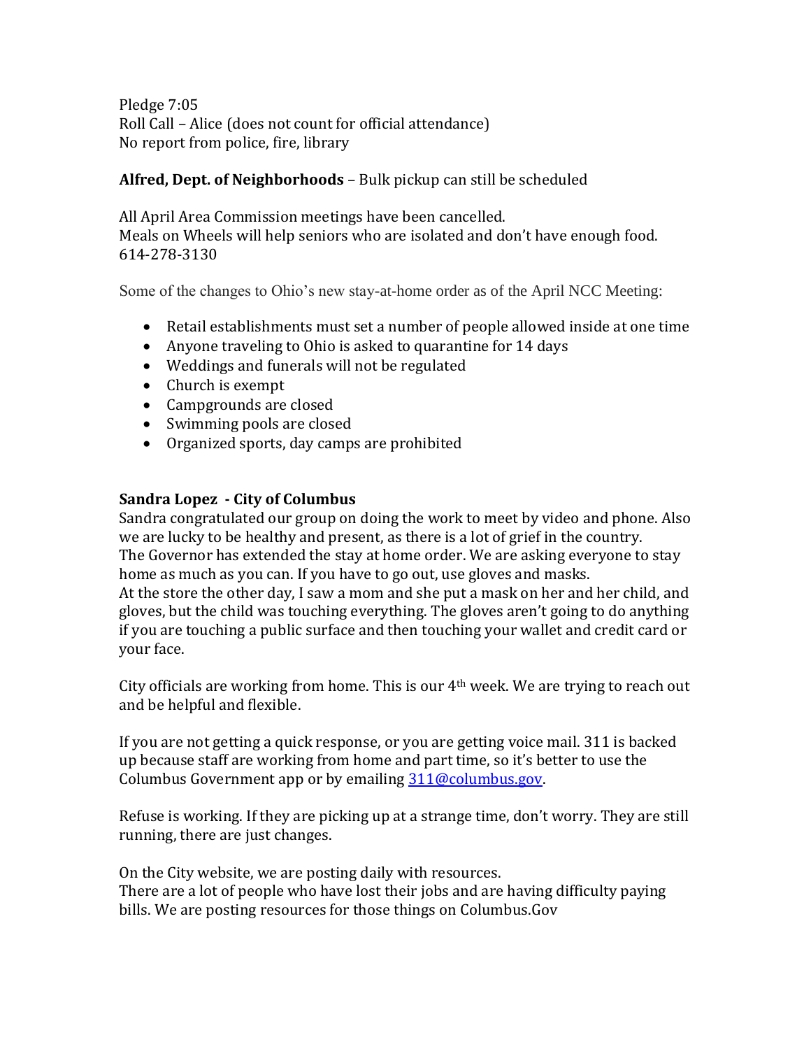Pledge 7:05
Roll Call – Alice (does not count for official attendance)
No report from police, fire, library

**Alfred, Dept. of Neighborhoods** – Bulk pickup can still be scheduled

All April Area Commission meetings have been cancelled.
Meals on Wheels will help seniors who are isolated and don't have enough food. 614-278-3130

Some of the changes to Ohio's new stay-at-home order as of the April NCC Meeting:

- Retail establishments must set a number of people allowed inside at one time
- Anyone traveling to Ohio is asked to quarantine for 14 days
- Weddings and funerals will not be regulated
- Church is exempt
- Campgrounds are closed
- Swimming pools are closed
- Organized sports, day camps are prohibited

**Sandra Lopez - City of Columbus**

Sandra congratulated our group on doing the work to meet by video and phone. Also we are lucky to be healthy and present, as there is a lot of grief in the country.
The Governor has extended the stay at home order. We are asking everyone to stay home as much as you can. If you have to go out, use gloves and masks.
At the store the other day, I saw a mom and she put a mask on her and her child, and gloves, but the child was touching everything. The gloves aren't going to do anything if you are touching a public surface and then touching your wallet and credit card or your face.

City officials are working from home. This is our 4th week. We are trying to reach out and be helpful and flexible.

If you are not getting a quick response, or you are getting voice mail. 311 is backed up because staff are working from home and part time, so it's better to use the Columbus Government app or by emailing 311@columbus.gov.

Refuse is working. If they are picking up at a strange time, don't worry. They are still running, there are just changes.

On the City website, we are posting daily with resources.
There are a lot of people who have lost their jobs and are having difficulty paying bills. We are posting resources for those things on Columbus.Gov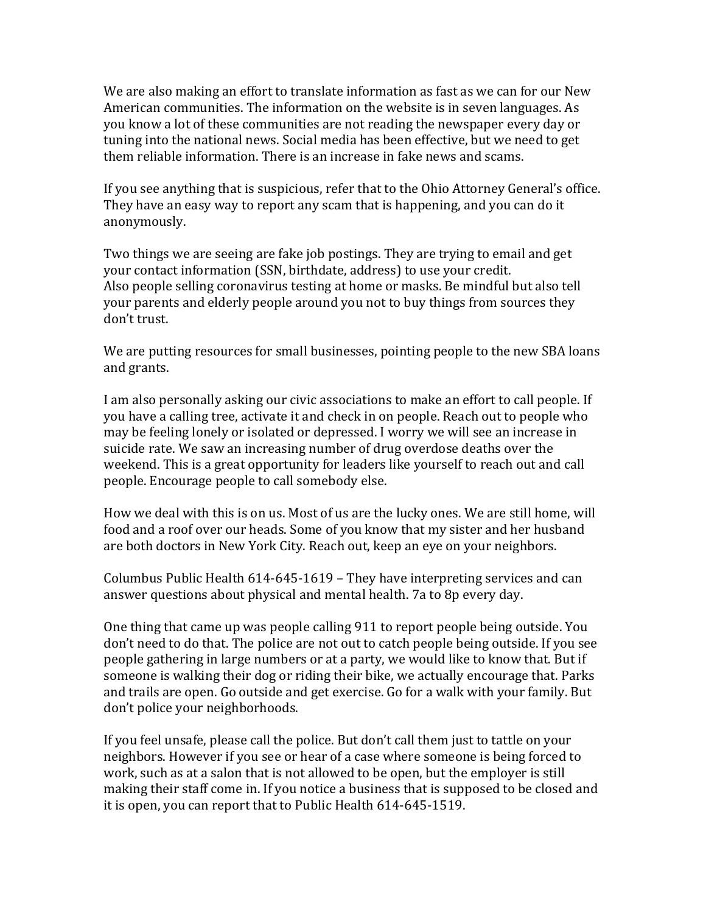We are also making an effort to translate information as fast as we can for our New American communities. The information on the website is in seven languages. As you know a lot of these communities are not reading the newspaper every day or tuning into the national news. Social media has been effective, but we need to get them reliable information. There is an increase in fake news and scams.

If you see anything that is suspicious, refer that to the Ohio Attorney General's office. They have an easy way to report any scam that is happening, and you can do it anonymously.

Two things we are seeing are fake job postings. They are trying to email and get your contact information (SSN, birthdate, address) to use your credit.
Also people selling coronavirus testing at home or masks. Be mindful but also tell your parents and elderly people around you not to buy things from sources they don't trust.

We are putting resources for small businesses, pointing people to the new SBA loans and grants.

I am also personally asking our civic associations to make an effort to call people. If you have a calling tree, activate it and check in on people. Reach out to people who may be feeling lonely or isolated or depressed. I worry we will see an increase in suicide rate. We saw an increasing number of drug overdose deaths over the weekend. This is a great opportunity for leaders like yourself to reach out and call people. Encourage people to call somebody else.

How we deal with this is on us. Most of us are the lucky ones. We are still home, will food and a roof over our heads. Some of you know that my sister and her husband are both doctors in New York City. Reach out, keep an eye on your neighbors.

Columbus Public Health 614-645-1619 – They have interpreting services and can answer questions about physical and mental health. 7a to 8p every day.

One thing that came up was people calling 911 to report people being outside. You don't need to do that. The police are not out to catch people being outside. If you see people gathering in large numbers or at a party, we would like to know that. But if someone is walking their dog or riding their bike, we actually encourage that. Parks and trails are open. Go outside and get exercise. Go for a walk with your family. But don't police your neighborhoods.

If you feel unsafe, please call the police. But don't call them just to tattle on your neighbors. However if you see or hear of a case where someone is being forced to work, such as at a salon that is not allowed to be open, but the employer is still making their staff come in. If you notice a business that is supposed to be closed and it is open, you can report that to Public Health 614-645-1519.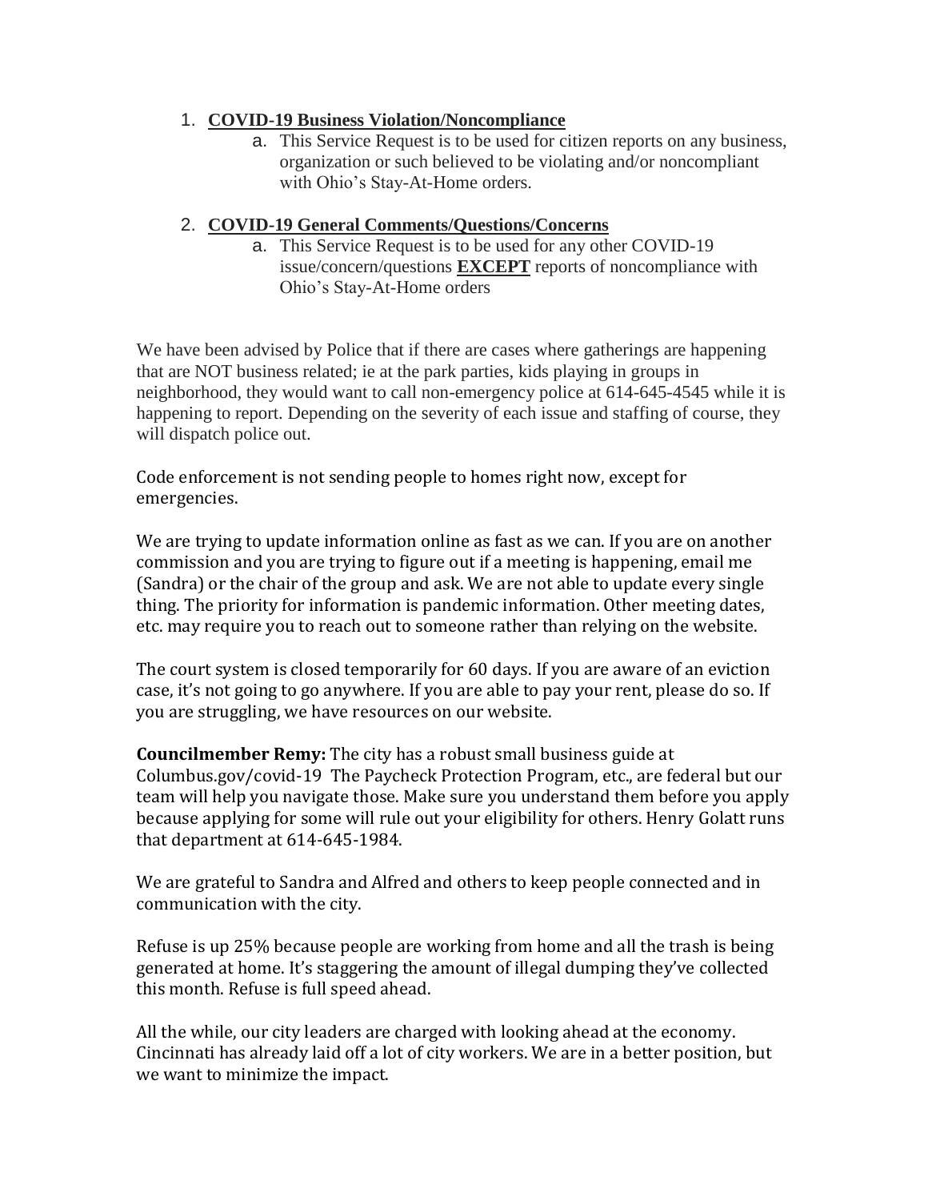1. **COVID-19 Business Violation/Noncompliance**
    a. This Service Request is to be used for citizen reports on any business, organization or such believed to be violating and/or noncompliant with Ohio's Stay-At-Home orders.

2. **COVID-19 General Comments/Questions/Concerns**
    a. This Service Request is to be used for any other COVID-19 issue/concern/questions **EXCEPT** reports of noncompliance with Ohio's Stay-At-Home orders

We have been advised by Police that if there are cases where gatherings are happening that are NOT business related; ie at the park parties, kids playing in groups in neighborhood, they would want to call non-emergency police at 614-645-4545 while it is happening to report. Depending on the severity of each issue and staffing of course, they will dispatch police out.

Code enforcement is not sending people to homes right now, except for emergencies.

We are trying to update information online as fast as we can. If you are on another commission and you are trying to figure out if a meeting is happening, email me (Sandra) or the chair of the group and ask. We are not able to update every single thing. The priority for information is pandemic information. Other meeting dates, etc. may require you to reach out to someone rather than relying on the website.

The court system is closed temporarily for 60 days. If you are aware of an eviction case, it's not going to go anywhere. If you are able to pay your rent, please do so. If you are struggling, we have resources on our website.

**Councilmember Remy:** The city has a robust small business guide at Columbus.gov/covid-19 The Paycheck Protection Program, etc., are federal but our team will help you navigate those. Make sure you understand them before you apply because applying for some will rule out your eligibility for others. Henry Golatt runs that department at 614-645-1984.

We are grateful to Sandra and Alfred and others to keep people connected and in communication with the city.

Refuse is up 25% because people are working from home and all the trash is being generated at home. It's staggering the amount of illegal dumping they've collected this month. Refuse is full speed ahead.

All the while, our city leaders are charged with looking ahead at the economy. Cincinnati has already laid off a lot of city workers. We are in a better position, but we want to minimize the impact.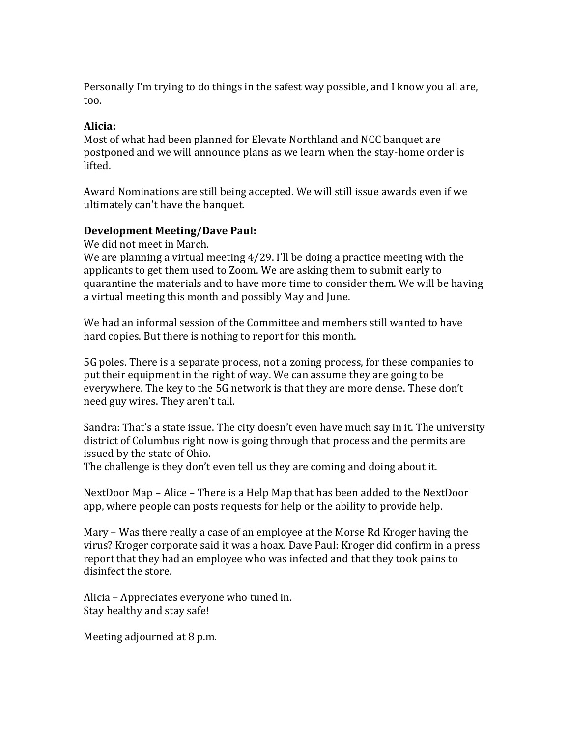Personally I'm trying to do things in the safest way possible, and I know you all are, too.

**Alicia:**
Most of what had been planned for Elevate Northland and NCC banquet are postponed and we will announce plans as we learn when the stay-home order is lifted.

Award Nominations are still being accepted. We will still issue awards even if we ultimately can't have the banquet.

**Development Meeting/Dave Paul:**
We did not meet in March.
We are planning a virtual meeting 4/29. I'll be doing a practice meeting with the applicants to get them used to Zoom. We are asking them to submit early to quarantine the materials and to have more time to consider them. We will be having a virtual meeting this month and possibly May and June.

We had an informal session of the Committee and members still wanted to have hard copies. But there is nothing to report for this month.

5G poles. There is a separate process, not a zoning process, for these companies to put their equipment in the right of way. We can assume they are going to be everywhere. The key to the 5G network is that they are more dense. These don't need guy wires. They aren't tall.

Sandra: That's a state issue. The city doesn't even have much say in it. The university district of Columbus right now is going through that process and the permits are issued by the state of Ohio.
The challenge is they don't even tell us they are coming and doing about it.

NextDoor Map – Alice – There is a Help Map that has been added to the NextDoor app, where people can posts requests for help or the ability to provide help.

Mary – Was there really a case of an employee at the Morse Rd Kroger having the virus? Kroger corporate said it was a hoax. Dave Paul: Kroger did confirm in a press report that they had an employee who was infected and that they took pains to disinfect the store.

Alicia – Appreciates everyone who tuned in.
Stay healthy and stay safe!

Meeting adjourned at 8 p.m.